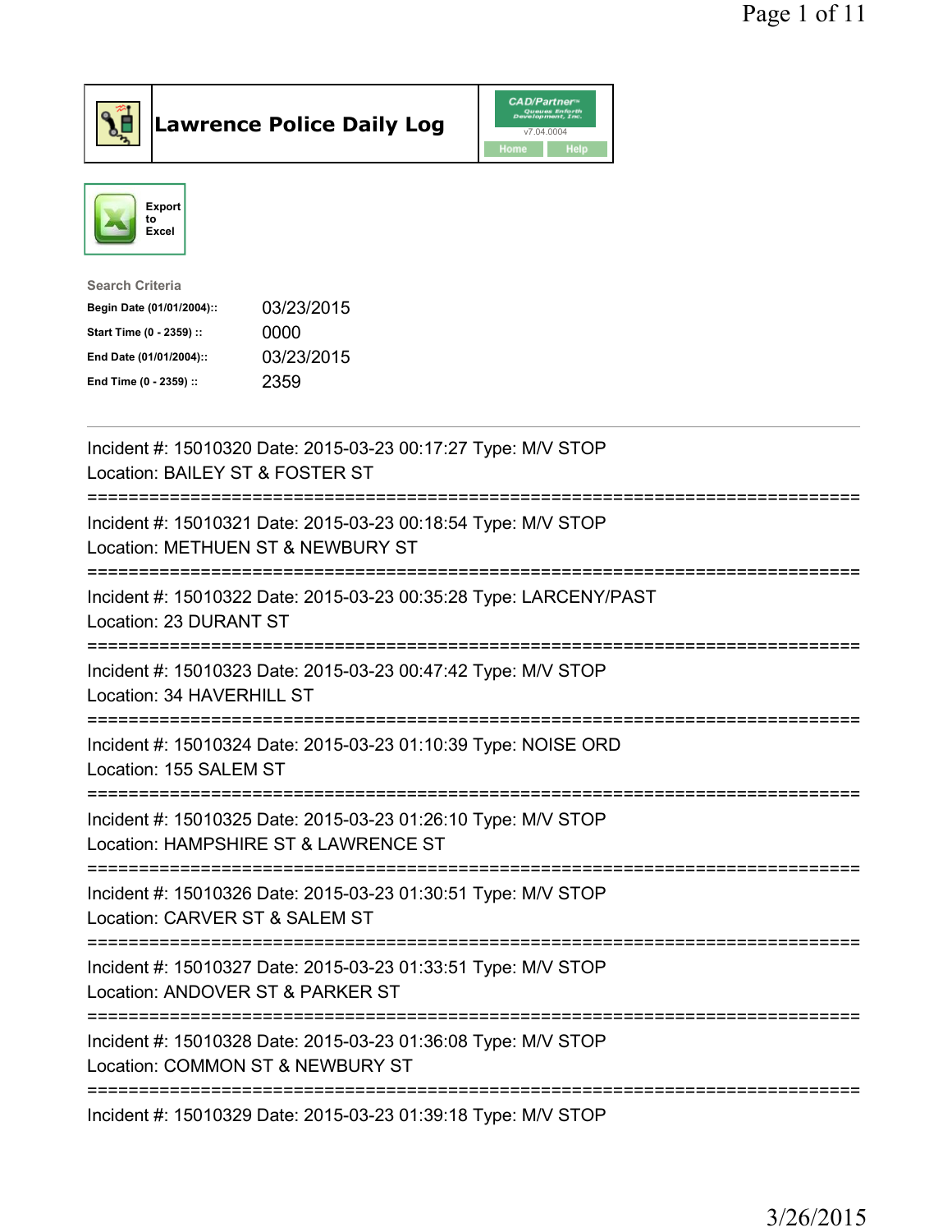# Lawrence Police Daily Log

Export to Excel

**Search Criteria**

| | |
|---|---|
| Begin Date (01/01/2004):: | 03/23/2015 |
| Start Time (0 - 2359) :: | 0000 |
| End Date (01/01/2004):: | 03/23/2015 |
| End Time (0 - 2359) :: | 2359 |

Incident #: 15010320 Date: 2015-03-23 00:17:27 Type: M/V STOP
Location: BAILEY ST & FOSTER ST

===========================================================================

Incident #: 15010321 Date: 2015-03-23 00:18:54 Type: M/V STOP
Location: METHUEN ST & NEWBURY ST

===========================================================================

Incident #: 15010322 Date: 2015-03-23 00:35:28 Type: LARCENY/PAST
Location: 23 DURANT ST

===========================================================================

Incident #: 15010323 Date: 2015-03-23 00:47:42 Type: M/V STOP
Location: 34 HAVERHILL ST

===========================================================================

Incident #: 15010324 Date: 2015-03-23 01:10:39 Type: NOISE ORD
Location: 155 SALEM ST

===========================================================================

Incident #: 15010325 Date: 2015-03-23 01:26:10 Type: M/V STOP
Location: HAMPSHIRE ST & LAWRENCE ST

===========================================================================

Incident #: 15010326 Date: 2015-03-23 01:30:51 Type: M/V STOP
Location: CARVER ST & SALEM ST

===========================================================================

Incident #: 15010327 Date: 2015-03-23 01:33:51 Type: M/V STOP
Location: ANDOVER ST & PARKER ST

===========================================================================

Incident #: 15010328 Date: 2015-03-23 01:36:08 Type: M/V STOP
Location: COMMON ST & NEWBURY ST

===========================================================================

Incident #: 15010329 Date: 2015-03-23 01:39:18 Type: M/V STOP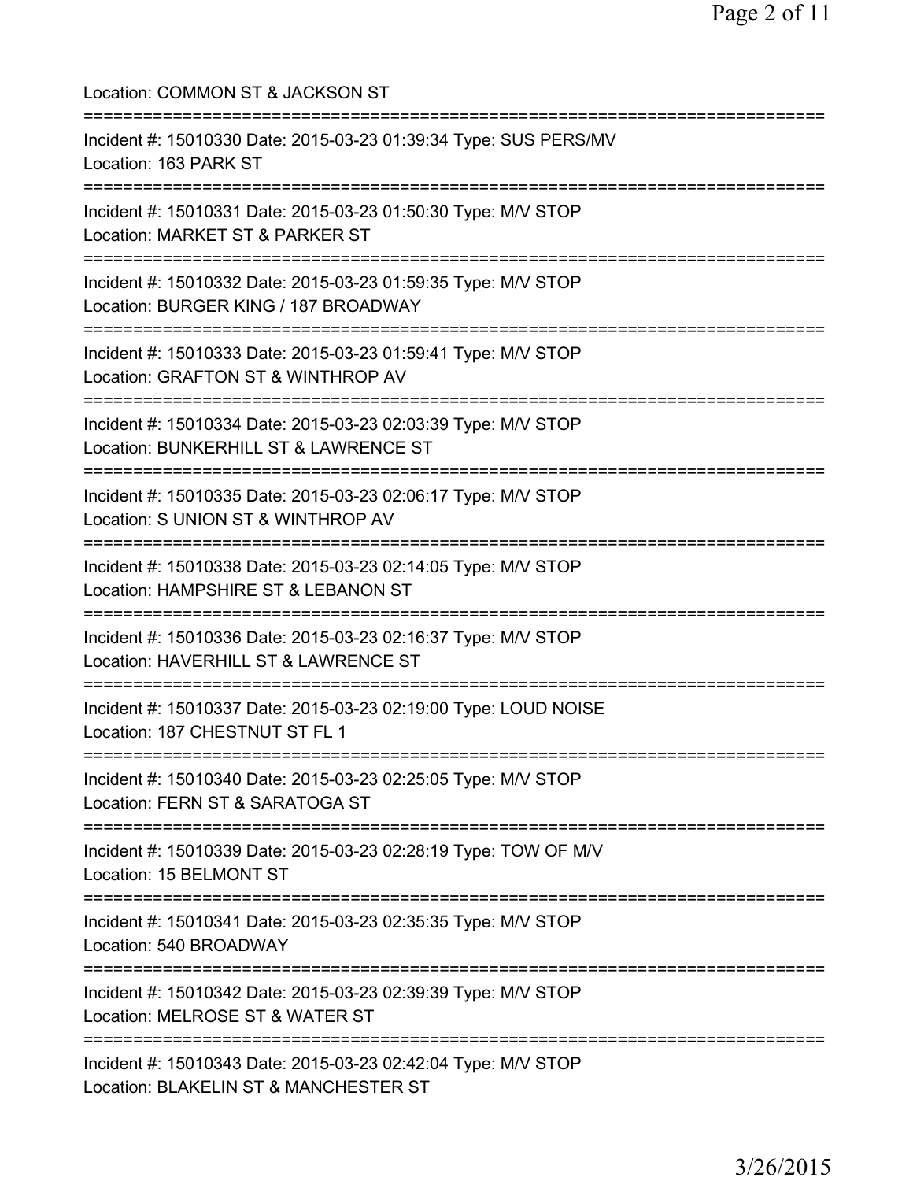Location: COMMON ST & JACKSON ST

===========================================================================

Incident #: 15010330 Date: 2015-03-23 01:39:34 Type: SUS PERS/MV
Location: 163 PARK ST

===========================================================================

Incident #: 15010331 Date: 2015-03-23 01:50:30 Type: M/V STOP
Location: MARKET ST & PARKER ST

===========================================================================

Incident #: 15010332 Date: 2015-03-23 01:59:35 Type: M/V STOP
Location: BURGER KING / 187 BROADWAY

===========================================================================

Incident #: 15010333 Date: 2015-03-23 01:59:41 Type: M/V STOP
Location: GRAFTON ST & WINTHROP AV

===========================================================================

Incident #: 15010334 Date: 2015-03-23 02:03:39 Type: M/V STOP
Location: BUNKERHILL ST & LAWRENCE ST

===========================================================================

Incident #: 15010335 Date: 2015-03-23 02:06:17 Type: M/V STOP
Location: S UNION ST & WINTHROP AV

===========================================================================

Incident #: 15010338 Date: 2015-03-23 02:14:05 Type: M/V STOP
Location: HAMPSHIRE ST & LEBANON ST

===========================================================================

Incident #: 15010336 Date: 2015-03-23 02:16:37 Type: M/V STOP
Location: HAVERHILL ST & LAWRENCE ST

===========================================================================

Incident #: 15010337 Date: 2015-03-23 02:19:00 Type: LOUD NOISE
Location: 187 CHESTNUT ST FL 1

===========================================================================

Incident #: 15010340 Date: 2015-03-23 02:25:05 Type: M/V STOP
Location: FERN ST & SARATOGA ST

===========================================================================

Incident #: 15010339 Date: 2015-03-23 02:28:19 Type: TOW OF M/V
Location: 15 BELMONT ST

===========================================================================

Incident #: 15010341 Date: 2015-03-23 02:35:35 Type: M/V STOP
Location: 540 BROADWAY

===========================================================================

Incident #: 15010342 Date: 2015-03-23 02:39:39 Type: M/V STOP
Location: MELROSE ST & WATER ST

===========================================================================

Incident #: 15010343 Date: 2015-03-23 02:42:04 Type: M/V STOP
Location: BLAKELIN ST & MANCHESTER ST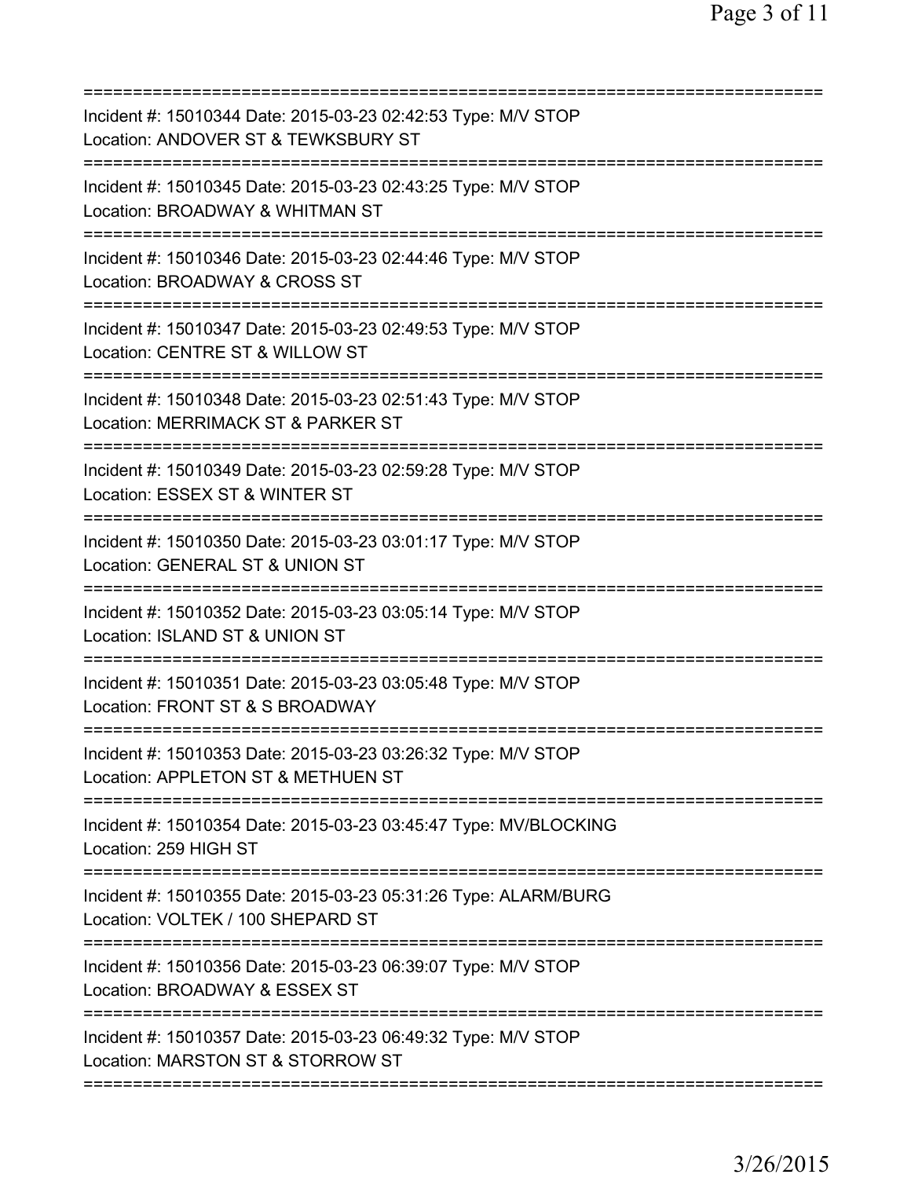===========================================================================
Incident #: 15010344 Date: 2015-03-23 02:42:53 Type: M/V STOP
Location: ANDOVER ST & TEWKSBURY ST
===========================================================================
Incident #: 15010345 Date: 2015-03-23 02:43:25 Type: M/V STOP
Location: BROADWAY & WHITMAN ST
===========================================================================
Incident #: 15010346 Date: 2015-03-23 02:44:46 Type: M/V STOP
Location: BROADWAY & CROSS ST
===========================================================================
Incident #: 15010347 Date: 2015-03-23 02:49:53 Type: M/V STOP
Location: CENTRE ST & WILLOW ST
===========================================================================
Incident #: 15010348 Date: 2015-03-23 02:51:43 Type: M/V STOP
Location: MERRIMACK ST & PARKER ST
===========================================================================
Incident #: 15010349 Date: 2015-03-23 02:59:28 Type: M/V STOP
Location: ESSEX ST & WINTER ST
===========================================================================
Incident #: 15010350 Date: 2015-03-23 03:01:17 Type: M/V STOP
Location: GENERAL ST & UNION ST
===========================================================================
Incident #: 15010352 Date: 2015-03-23 03:05:14 Type: M/V STOP
Location: ISLAND ST & UNION ST
===========================================================================
Incident #: 15010351 Date: 2015-03-23 03:05:48 Type: M/V STOP
Location: FRONT ST & S BROADWAY
===========================================================================
Incident #: 15010353 Date: 2015-03-23 03:26:32 Type: M/V STOP
Location: APPLETON ST & METHUEN ST
===========================================================================
Incident #: 15010354 Date: 2015-03-23 03:45:47 Type: MV/BLOCKING
Location: 259 HIGH ST
===========================================================================
Incident #: 15010355 Date: 2015-03-23 05:31:26 Type: ALARM/BURG
Location: VOLTEK / 100 SHEPARD ST
===========================================================================
Incident #: 15010356 Date: 2015-03-23 06:39:07 Type: M/V STOP
Location: BROADWAY & ESSEX ST
===========================================================================
Incident #: 15010357 Date: 2015-03-23 06:49:32 Type: M/V STOP
Location: MARSTON ST & STORROW ST
===========================================================================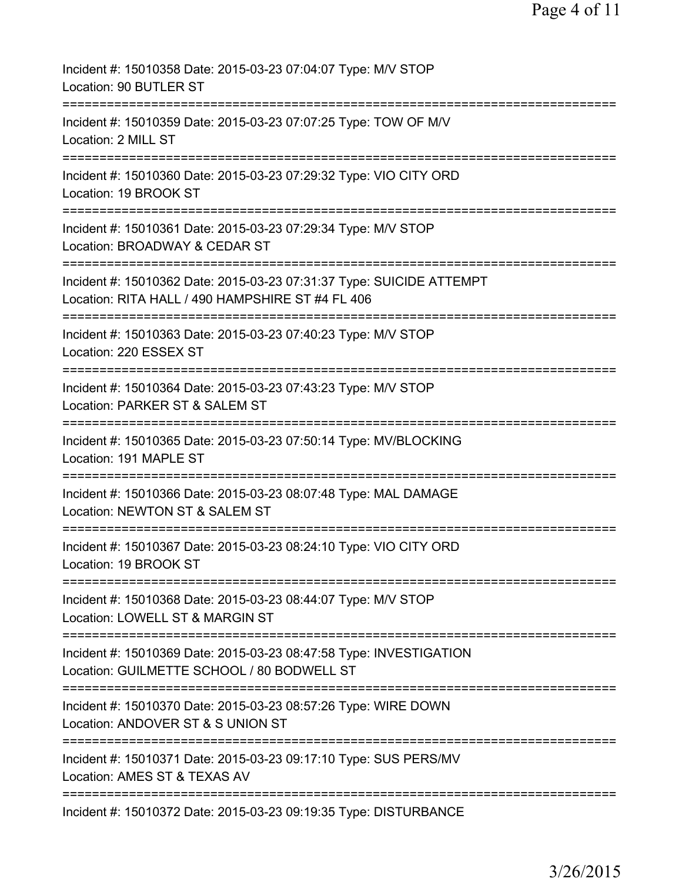Incident #: 15010358 Date: 2015-03-23 07:04:07 Type: M/V STOP
Location: 90 BUTLER ST

===========================================================================

Incident #: 15010359 Date: 2015-03-23 07:07:25 Type: TOW OF M/V
Location: 2 MILL ST

===========================================================================

Incident #: 15010360 Date: 2015-03-23 07:29:32 Type: VIO CITY ORD
Location: 19 BROOK ST

===========================================================================

Incident #: 15010361 Date: 2015-03-23 07:29:34 Type: M/V STOP
Location: BROADWAY & CEDAR ST

===========================================================================

Incident #: 15010362 Date: 2015-03-23 07:31:37 Type: SUICIDE ATTEMPT
Location: RITA HALL / 490 HAMPSHIRE ST #4 FL 406

===========================================================================

Incident #: 15010363 Date: 2015-03-23 07:40:23 Type: M/V STOP
Location: 220 ESSEX ST

===========================================================================

Incident #: 15010364 Date: 2015-03-23 07:43:23 Type: M/V STOP
Location: PARKER ST & SALEM ST

===========================================================================

Incident #: 15010365 Date: 2015-03-23 07:50:14 Type: MV/BLOCKING
Location: 191 MAPLE ST

===========================================================================

Incident #: 15010366 Date: 2015-03-23 08:07:48 Type: MAL DAMAGE
Location: NEWTON ST & SALEM ST

===========================================================================

Incident #: 15010367 Date: 2015-03-23 08:24:10 Type: VIO CITY ORD
Location: 19 BROOK ST

===========================================================================

Incident #: 15010368 Date: 2015-03-23 08:44:07 Type: M/V STOP
Location: LOWELL ST & MARGIN ST

===========================================================================

Incident #: 15010369 Date: 2015-03-23 08:47:58 Type: INVESTIGATION
Location: GUILMETTE SCHOOL / 80 BODWELL ST

===========================================================================

Incident #: 15010370 Date: 2015-03-23 08:57:26 Type: WIRE DOWN
Location: ANDOVER ST & S UNION ST

===========================================================================

Incident #: 15010371 Date: 2015-03-23 09:17:10 Type: SUS PERS/MV
Location: AMES ST & TEXAS AV

===========================================================================

Incident #: 15010372 Date: 2015-03-23 09:19:35 Type: DISTURBANCE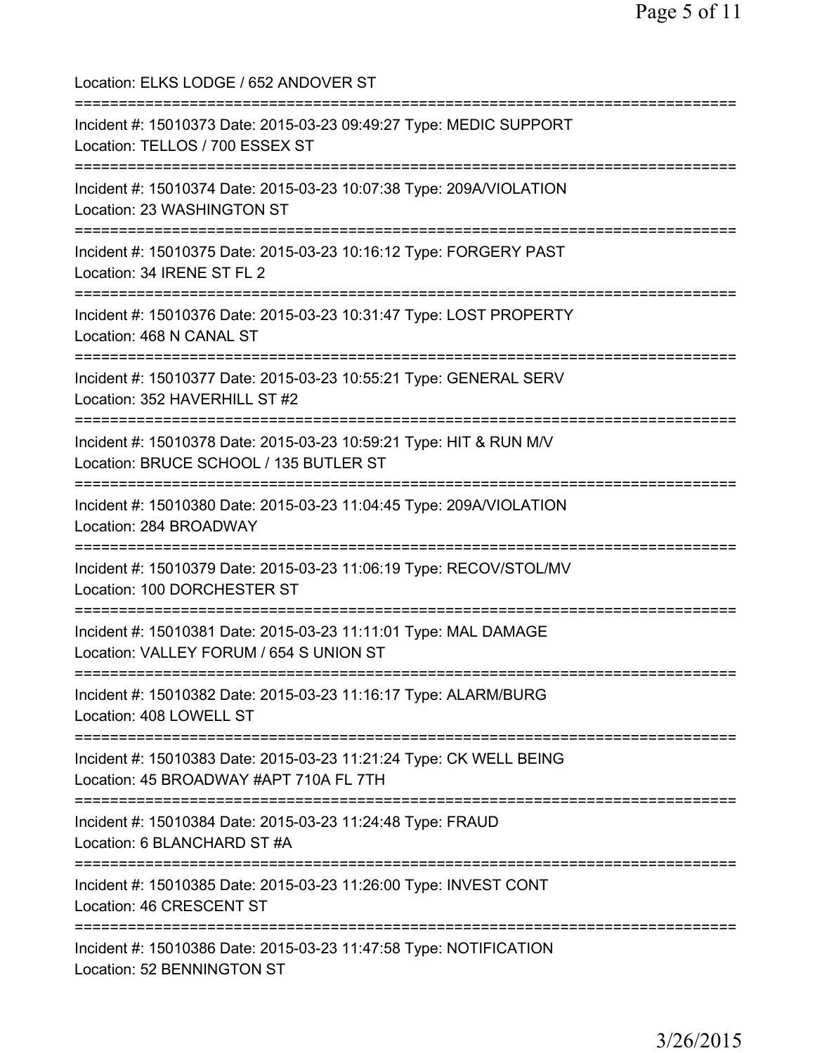Location: ELKS LODGE / 652 ANDOVER ST

===========================================================================

Incident #: 15010373 Date: 2015-03-23 09:49:27 Type: MEDIC SUPPORT
Location: TELLOS / 700 ESSEX ST

===========================================================================

Incident #: 15010374 Date: 2015-03-23 10:07:38 Type: 209A/VIOLATION
Location: 23 WASHINGTON ST

===========================================================================

Incident #: 15010375 Date: 2015-03-23 10:16:12 Type: FORGERY PAST
Location: 34 IRENE ST FL 2

===========================================================================

Incident #: 15010376 Date: 2015-03-23 10:31:47 Type: LOST PROPERTY
Location: 468 N CANAL ST

===========================================================================

Incident #: 15010377 Date: 2015-03-23 10:55:21 Type: GENERAL SERV
Location: 352 HAVERHILL ST #2

===========================================================================

Incident #: 15010378 Date: 2015-03-23 10:59:21 Type: HIT & RUN M/V
Location: BRUCE SCHOOL / 135 BUTLER ST

===========================================================================

Incident #: 15010380 Date: 2015-03-23 11:04:45 Type: 209A/VIOLATION
Location: 284 BROADWAY

===========================================================================

Incident #: 15010379 Date: 2015-03-23 11:06:19 Type: RECOV/STOL/MV
Location: 100 DORCHESTER ST

===========================================================================

Incident #: 15010381 Date: 2015-03-23 11:11:01 Type: MAL DAMAGE
Location: VALLEY FORUM / 654 S UNION ST

===========================================================================

Incident #: 15010382 Date: 2015-03-23 11:16:17 Type: ALARM/BURG
Location: 408 LOWELL ST

===========================================================================

Incident #: 15010383 Date: 2015-03-23 11:21:24 Type: CK WELL BEING
Location: 45 BROADWAY #APT 710A FL 7TH

===========================================================================

Incident #: 15010384 Date: 2015-03-23 11:24:48 Type: FRAUD
Location: 6 BLANCHARD ST #A

===========================================================================

Incident #: 15010385 Date: 2015-03-23 11:26:00 Type: INVEST CONT
Location: 46 CRESCENT ST

===========================================================================

Incident #: 15010386 Date: 2015-03-23 11:47:58 Type: NOTIFICATION
Location: 52 BENNINGTON ST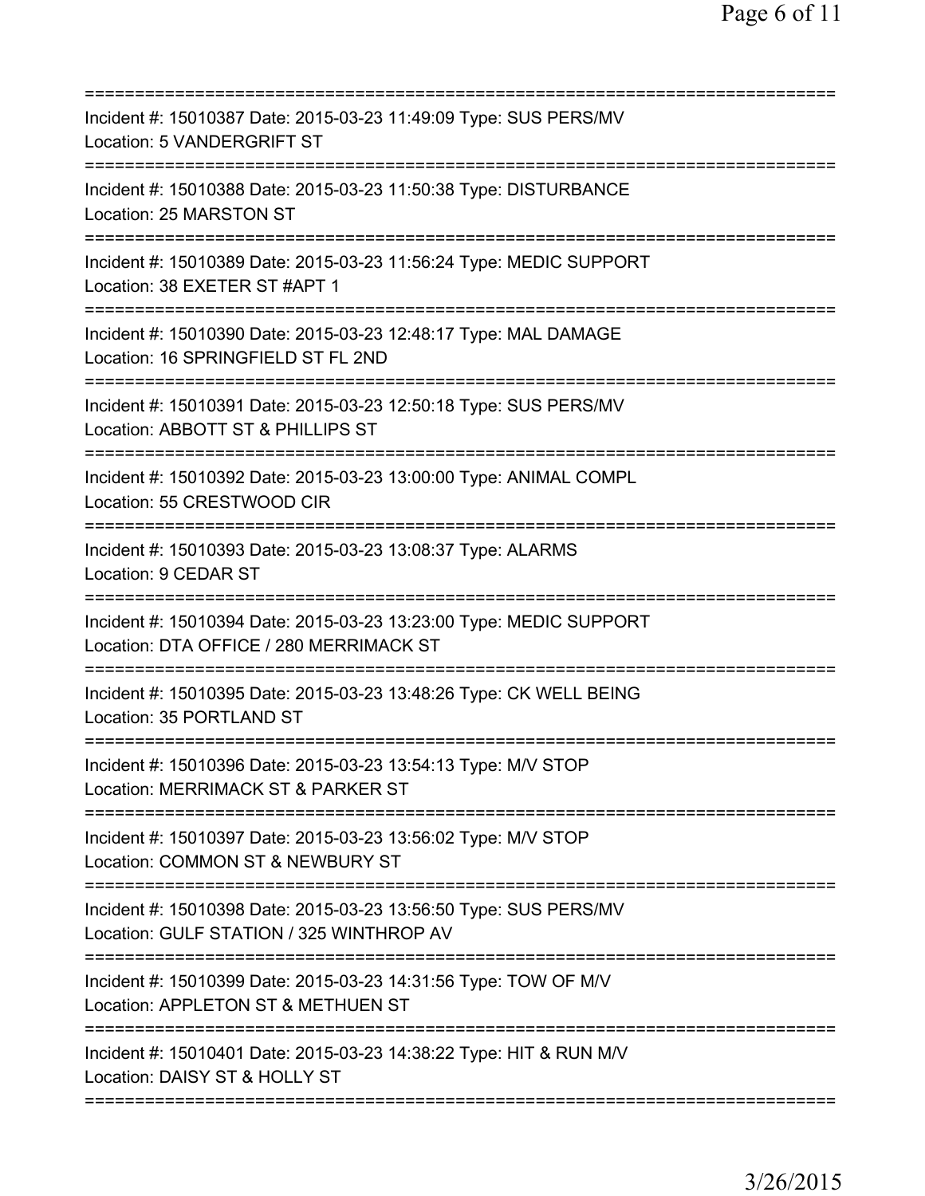Incident #: 15010387 Date: 2015-03-23 11:49:09 Type: SUS PERS/MV
Location: 5 VANDERGRIFT ST

Incident #: 15010388 Date: 2015-03-23 11:50:38 Type: DISTURBANCE
Location: 25 MARSTON ST

Incident #: 15010389 Date: 2015-03-23 11:56:24 Type: MEDIC SUPPORT
Location: 38 EXETER ST #APT 1

Incident #: 15010390 Date: 2015-03-23 12:48:17 Type: MAL DAMAGE
Location: 16 SPRINGFIELD ST FL 2ND

Incident #: 15010391 Date: 2015-03-23 12:50:18 Type: SUS PERS/MV
Location: ABBOTT ST & PHILLIPS ST

Incident #: 15010392 Date: 2015-03-23 13:00:00 Type: ANIMAL COMPL
Location: 55 CRESTWOOD CIR

Incident #: 15010393 Date: 2015-03-23 13:08:37 Type: ALARMS
Location: 9 CEDAR ST

Incident #: 15010394 Date: 2015-03-23 13:23:00 Type: MEDIC SUPPORT
Location: DTA OFFICE / 280 MERRIMACK ST

Incident #: 15010395 Date: 2015-03-23 13:48:26 Type: CK WELL BEING
Location: 35 PORTLAND ST

Incident #: 15010396 Date: 2015-03-23 13:54:13 Type: M/V STOP
Location: MERRIMACK ST & PARKER ST

Incident #: 15010397 Date: 2015-03-23 13:56:02 Type: M/V STOP
Location: COMMON ST & NEWBURY ST

Incident #: 15010398 Date: 2015-03-23 13:56:50 Type: SUS PERS/MV
Location: GULF STATION / 325 WINTHROP AV

Incident #: 15010399 Date: 2015-03-23 14:31:56 Type: TOW OF M/V
Location: APPLETON ST & METHUEN ST

Incident #: 15010401 Date: 2015-03-23 14:38:22 Type: HIT & RUN M/V
Location: DAISY ST & HOLLY ST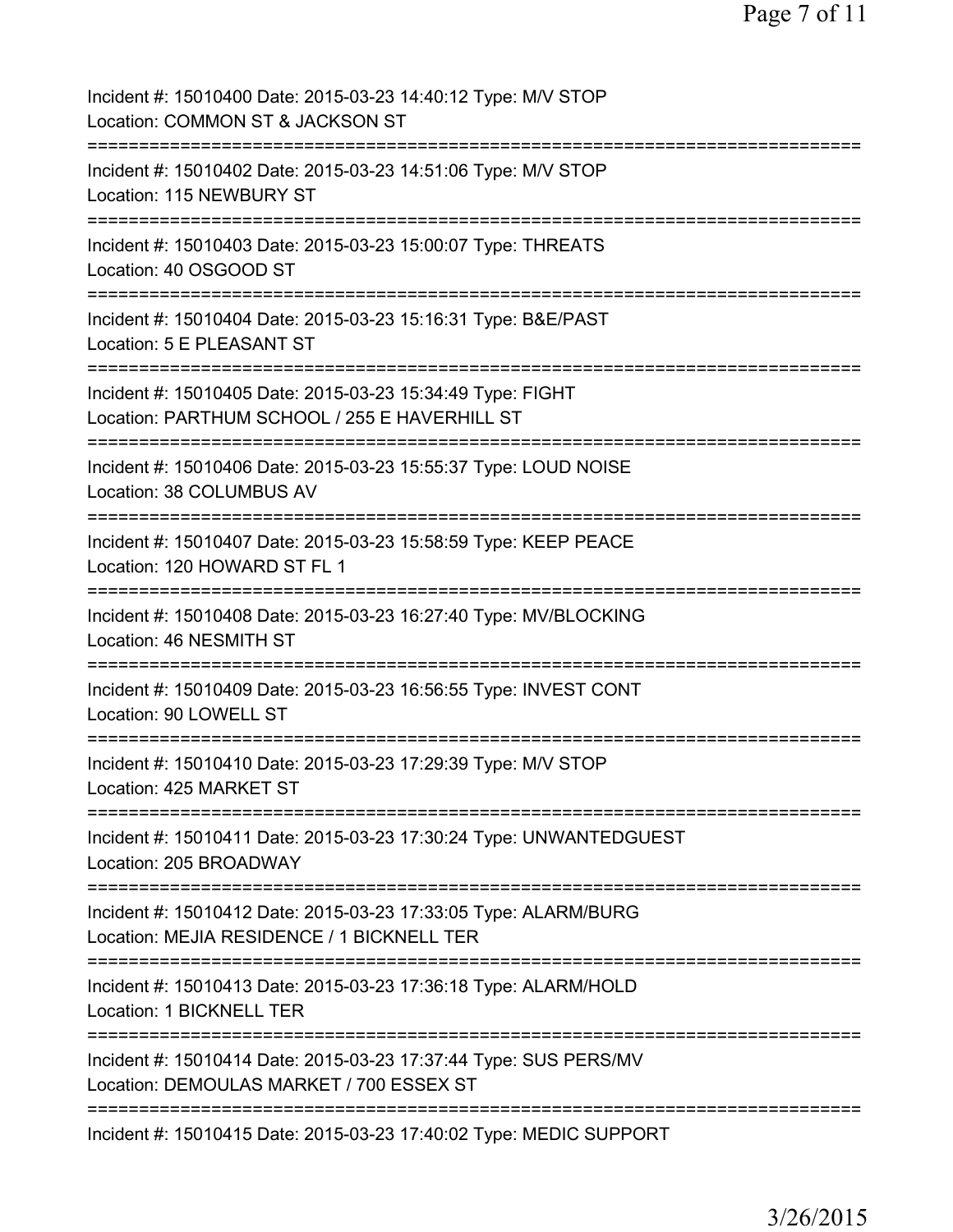Incident #: 15010400 Date: 2015-03-23 14:40:12 Type: M/V STOP
Location: COMMON ST & JACKSON ST
===========================================================================
Incident #: 15010402 Date: 2015-03-23 14:51:06 Type: M/V STOP
Location: 115 NEWBURY ST
===========================================================================
Incident #: 15010403 Date: 2015-03-23 15:00:07 Type: THREATS
Location: 40 OSGOOD ST
===========================================================================
Incident #: 15010404 Date: 2015-03-23 15:16:31 Type: B&E/PAST
Location: 5 E PLEASANT ST
===========================================================================
Incident #: 15010405 Date: 2015-03-23 15:34:49 Type: FIGHT
Location: PARTHUM SCHOOL / 255 E HAVERHILL ST
===========================================================================
Incident #: 15010406 Date: 2015-03-23 15:55:37 Type: LOUD NOISE
Location: 38 COLUMBUS AV
===========================================================================
Incident #: 15010407 Date: 2015-03-23 15:58:59 Type: KEEP PEACE
Location: 120 HOWARD ST FL 1
===========================================================================
Incident #: 15010408 Date: 2015-03-23 16:27:40 Type: MV/BLOCKING
Location: 46 NESMITH ST
===========================================================================
Incident #: 15010409 Date: 2015-03-23 16:56:55 Type: INVEST CONT
Location: 90 LOWELL ST
===========================================================================
Incident #: 15010410 Date: 2015-03-23 17:29:39 Type: M/V STOP
Location: 425 MARKET ST
===========================================================================
Incident #: 15010411 Date: 2015-03-23 17:30:24 Type: UNWANTEDGUEST
Location: 205 BROADWAY
===========================================================================
Incident #: 15010412 Date: 2015-03-23 17:33:05 Type: ALARM/BURG
Location: MEJIA RESIDENCE / 1 BICKNELL TER
===========================================================================
Incident #: 15010413 Date: 2015-03-23 17:36:18 Type: ALARM/HOLD
Location: 1 BICKNELL TER
===========================================================================
Incident #: 15010414 Date: 2015-03-23 17:37:44 Type: SUS PERS/MV
Location: DEMOULAS MARKET / 700 ESSEX ST
===========================================================================
Incident #: 15010415 Date: 2015-03-23 17:40:02 Type: MEDIC SUPPORT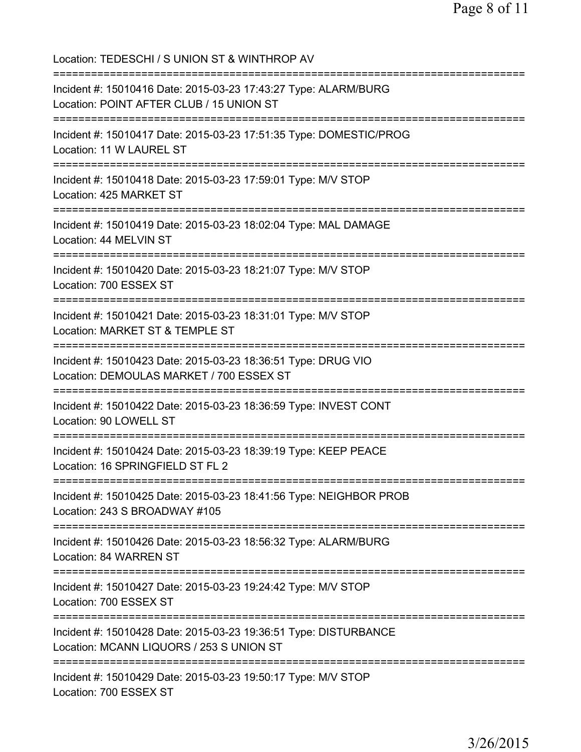Location: TEDESCHI / S UNION ST & WINTHROP AV

===========================================================================

Incident #: 15010416 Date: 2015-03-23 17:43:27 Type: ALARM/BURG
Location: POINT AFTER CLUB / 15 UNION ST

===========================================================================

Incident #: 15010417 Date: 2015-03-23 17:51:35 Type: DOMESTIC/PROG
Location: 11 W LAUREL ST

===========================================================================

Incident #: 15010418 Date: 2015-03-23 17:59:01 Type: M/V STOP
Location: 425 MARKET ST

===========================================================================

Incident #: 15010419 Date: 2015-03-23 18:02:04 Type: MAL DAMAGE
Location: 44 MELVIN ST

===========================================================================

Incident #: 15010420 Date: 2015-03-23 18:21:07 Type: M/V STOP
Location: 700 ESSEX ST

===========================================================================

Incident #: 15010421 Date: 2015-03-23 18:31:01 Type: M/V STOP
Location: MARKET ST & TEMPLE ST

===========================================================================

Incident #: 15010423 Date: 2015-03-23 18:36:51 Type: DRUG VIO
Location: DEMOULAS MARKET / 700 ESSEX ST

===========================================================================

Incident #: 15010422 Date: 2015-03-23 18:36:59 Type: INVEST CONT
Location: 90 LOWELL ST

===========================================================================

Incident #: 15010424 Date: 2015-03-23 18:39:19 Type: KEEP PEACE
Location: 16 SPRINGFIELD ST FL 2

===========================================================================

Incident #: 15010425 Date: 2015-03-23 18:41:56 Type: NEIGHBOR PROB
Location: 243 S BROADWAY #105

===========================================================================

Incident #: 15010426 Date: 2015-03-23 18:56:32 Type: ALARM/BURG
Location: 84 WARREN ST

===========================================================================

Incident #: 15010427 Date: 2015-03-23 19:24:42 Type: M/V STOP
Location: 700 ESSEX ST

===========================================================================

Incident #: 15010428 Date: 2015-03-23 19:36:51 Type: DISTURBANCE
Location: MCANN LIQUORS / 253 S UNION ST

===========================================================================

Incident #: 15010429 Date: 2015-03-23 19:50:17 Type: M/V STOP
Location: 700 ESSEX ST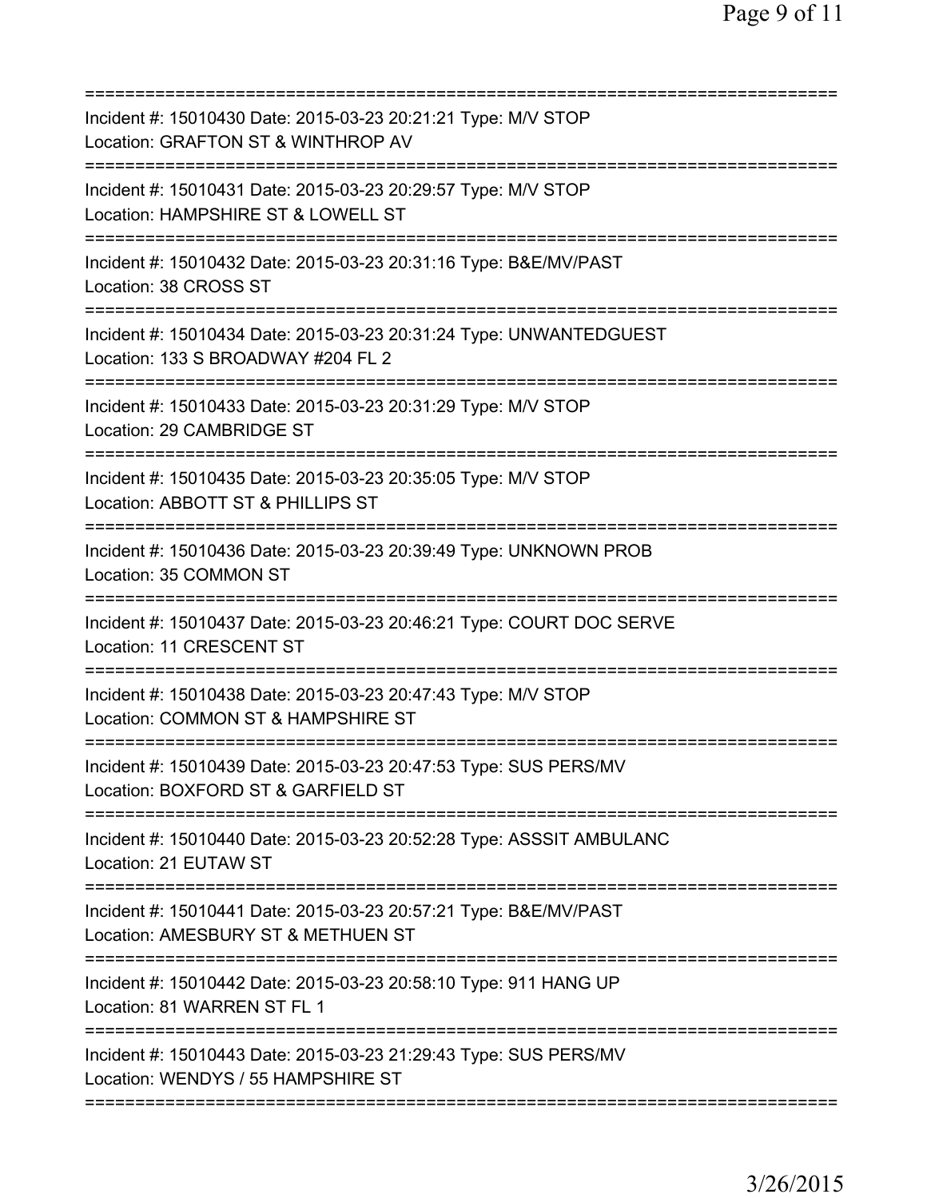===========================================================================
Incident #: 15010430 Date: 2015-03-23 20:21:21 Type: M/V STOP
Location: GRAFTON ST & WINTHROP AV
===========================================================================
Incident #: 15010431 Date: 2015-03-23 20:29:57 Type: M/V STOP
Location: HAMPSHIRE ST & LOWELL ST
===========================================================================
Incident #: 15010432 Date: 2015-03-23 20:31:16 Type: B&E/MV/PAST
Location: 38 CROSS ST
===========================================================================
Incident #: 15010434 Date: 2015-03-23 20:31:24 Type: UNWANTEDGUEST
Location: 133 S BROADWAY #204 FL 2
===========================================================================
Incident #: 15010433 Date: 2015-03-23 20:31:29 Type: M/V STOP
Location: 29 CAMBRIDGE ST
===========================================================================
Incident #: 15010435 Date: 2015-03-23 20:35:05 Type: M/V STOP
Location: ABBOTT ST & PHILLIPS ST
===========================================================================
Incident #: 15010436 Date: 2015-03-23 20:39:49 Type: UNKNOWN PROB
Location: 35 COMMON ST
===========================================================================
Incident #: 15010437 Date: 2015-03-23 20:46:21 Type: COURT DOC SERVE
Location: 11 CRESCENT ST
===========================================================================
Incident #: 15010438 Date: 2015-03-23 20:47:43 Type: M/V STOP
Location: COMMON ST & HAMPSHIRE ST
===========================================================================
Incident #: 15010439 Date: 2015-03-23 20:47:53 Type: SUS PERS/MV
Location: BOXFORD ST & GARFIELD ST
===========================================================================
Incident #: 15010440 Date: 2015-03-23 20:52:28 Type: ASSSIT AMBULANC
Location: 21 EUTAW ST
===========================================================================
Incident #: 15010441 Date: 2015-03-23 20:57:21 Type: B&E/MV/PAST
Location: AMESBURY ST & METHUEN ST
===========================================================================
Incident #: 15010442 Date: 2015-03-23 20:58:10 Type: 911 HANG UP
Location: 81 WARREN ST FL 1
===========================================================================
Incident #: 15010443 Date: 2015-03-23 21:29:43 Type: SUS PERS/MV
Location: WENDYS / 55 HAMPSHIRE ST
===========================================================================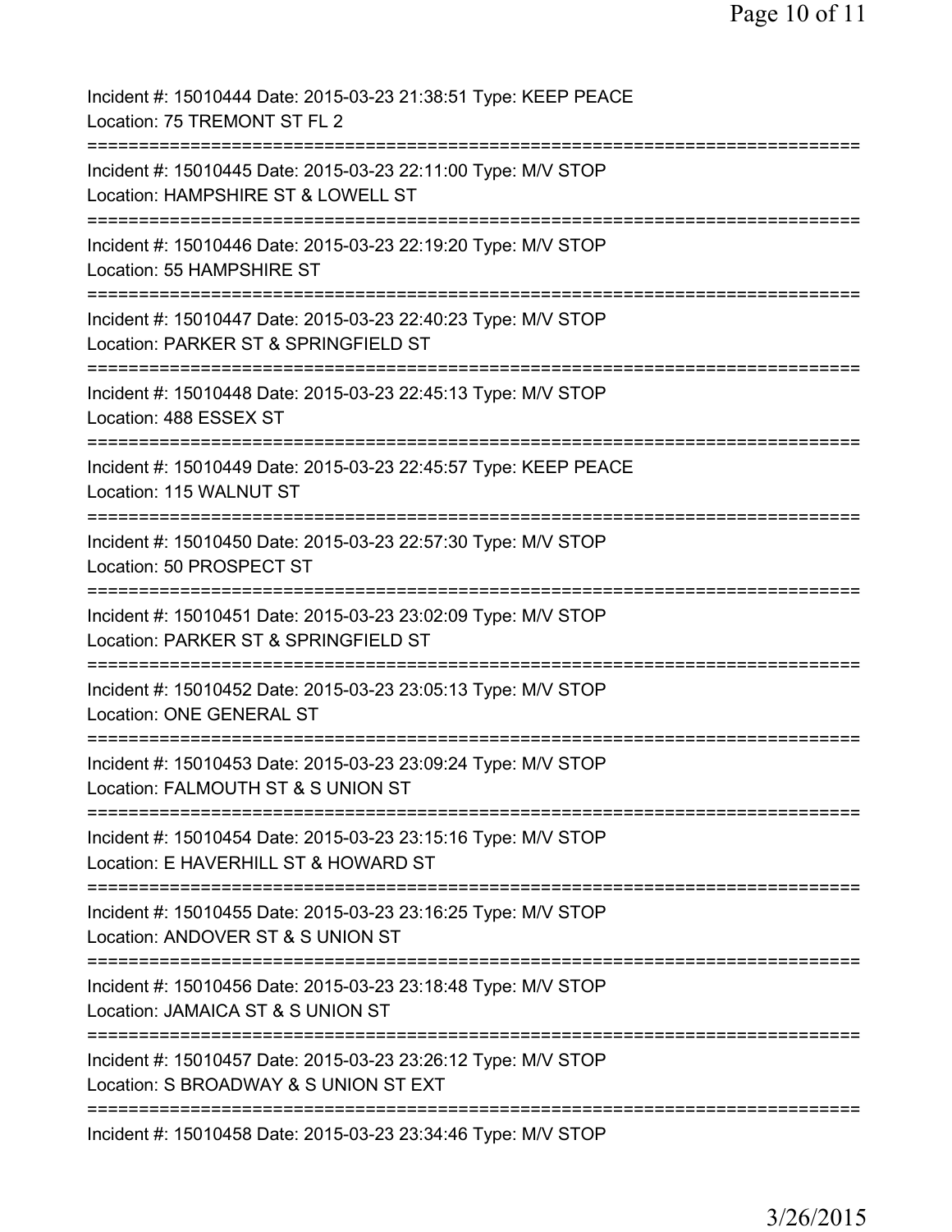Incident #: 15010444 Date: 2015-03-23 21:38:51 Type: KEEP PEACE
Location: 75 TREMONT ST FL 2

===========================================================================

Incident #: 15010445 Date: 2015-03-23 22:11:00 Type: M/V STOP
Location: HAMPSHIRE ST & LOWELL ST

===========================================================================

Incident #: 15010446 Date: 2015-03-23 22:19:20 Type: M/V STOP
Location: 55 HAMPSHIRE ST

===========================================================================

Incident #: 15010447 Date: 2015-03-23 22:40:23 Type: M/V STOP
Location: PARKER ST & SPRINGFIELD ST

===========================================================================

Incident #: 15010448 Date: 2015-03-23 22:45:13 Type: M/V STOP
Location: 488 ESSEX ST

===========================================================================

Incident #: 15010449 Date: 2015-03-23 22:45:57 Type: KEEP PEACE
Location: 115 WALNUT ST

===========================================================================

Incident #: 15010450 Date: 2015-03-23 22:57:30 Type: M/V STOP
Location: 50 PROSPECT ST

===========================================================================

Incident #: 15010451 Date: 2015-03-23 23:02:09 Type: M/V STOP
Location: PARKER ST & SPRINGFIELD ST

===========================================================================

Incident #: 15010452 Date: 2015-03-23 23:05:13 Type: M/V STOP
Location: ONE GENERAL ST

===========================================================================

Incident #: 15010453 Date: 2015-03-23 23:09:24 Type: M/V STOP
Location: FALMOUTH ST & S UNION ST

===========================================================================

Incident #: 15010454 Date: 2015-03-23 23:15:16 Type: M/V STOP
Location: E HAVERHILL ST & HOWARD ST

===========================================================================

Incident #: 15010455 Date: 2015-03-23 23:16:25 Type: M/V STOP
Location: ANDOVER ST & S UNION ST

===========================================================================

Incident #: 15010456 Date: 2015-03-23 23:18:48 Type: M/V STOP
Location: JAMAICA ST & S UNION ST

===========================================================================

Incident #: 15010457 Date: 2015-03-23 23:26:12 Type: M/V STOP
Location: S BROADWAY & S UNION ST EXT

===========================================================================

Incident #: 15010458 Date: 2015-03-23 23:34:46 Type: M/V STOP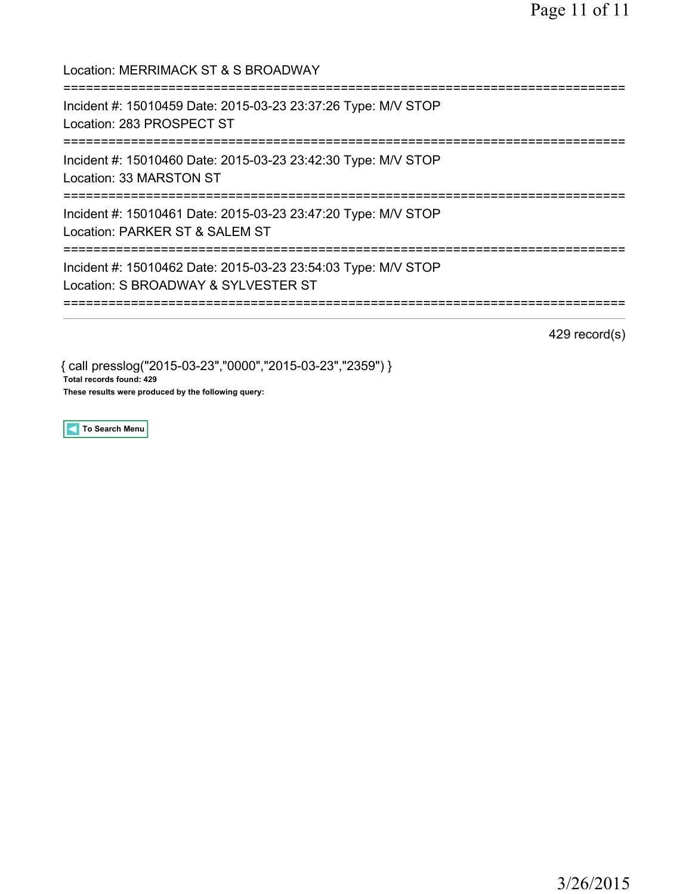Location: MERRIMACK ST & S BROADWAY

===========================================================================

Incident #: 15010459 Date: 2015-03-23 23:37:26 Type: M/V STOP

Location: 283 PROSPECT ST

===========================================================================

Incident #: 15010460 Date: 2015-03-23 23:42:30 Type: M/V STOP

Location: 33 MARSTON ST

===========================================================================

Incident #: 15010461 Date: 2015-03-23 23:47:20 Type: M/V STOP

Location: PARKER ST & SALEM ST

===========================================================================

Incident #: 15010462 Date: 2015-03-23 23:54:03 Type: M/V STOP

Location: S BROADWAY & SYLVESTER ST

===========================================================================

429 record(s)

{ call presslog("2015-03-23","0000","2015-03-23","2359") }

**Total records found: 429**

**These results were produced by the following query:**

To Search Menu